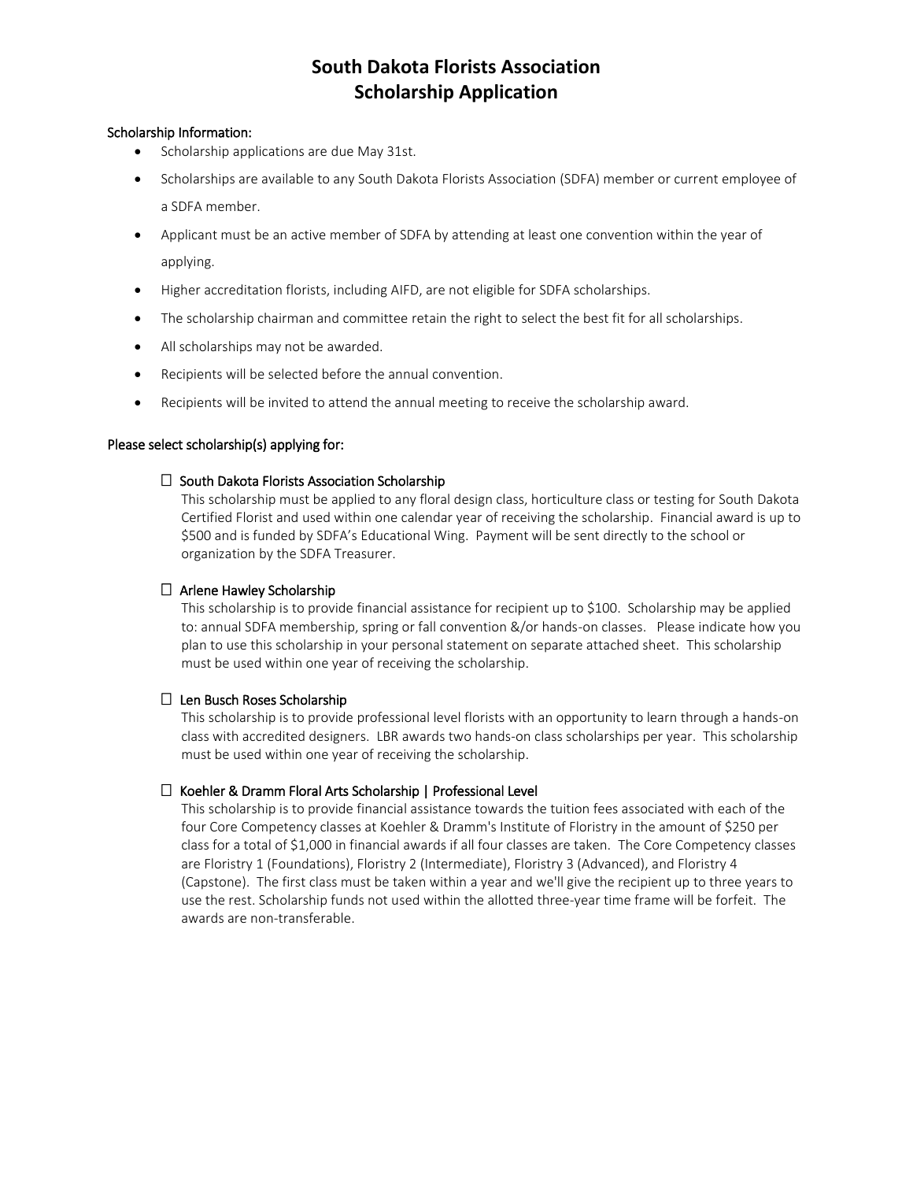# South Dakota Florists Association
# Scholarship Application

**Scholarship Information:**

- Scholarship applications are due May 31st.
- Scholarships are available to any South Dakota Florists Association (SDFA) member or current employee of a SDFA member.
- Applicant must be an active member of SDFA by attending at least one convention within the year of applying.
- Higher accreditation florists, including AIFD, are not eligible for SDFA scholarships.
- The scholarship chairman and committee retain the right to select the best fit for all scholarships.
- All scholarships may not be awarded.
- Recipients will be selected before the annual convention.
- Recipients will be invited to attend the annual meeting to receive the scholarship award.

**Please select scholarship(s) applying for:**

☐ **South Dakota Florists Association Scholarship**
This scholarship must be applied to any floral design class, horticulture class or testing for South Dakota Certified Florist and used within one calendar year of receiving the scholarship. Financial award is up to $500 and is funded by SDFA's Educational Wing. Payment will be sent directly to the school or organization by the SDFA Treasurer.

☐ **Arlene Hawley Scholarship**
This scholarship is to provide financial assistance for recipient up to $100. Scholarship may be applied to: annual SDFA membership, spring or fall convention &/or hands-on classes. Please indicate how you plan to use this scholarship in your personal statement on separate attached sheet. This scholarship must be used within one year of receiving the scholarship.

☐ **Len Busch Roses Scholarship**
This scholarship is to provide professional level florists with an opportunity to learn through a hands-on class with accredited designers. LBR awards two hands-on class scholarships per year. This scholarship must be used within one year of receiving the scholarship.

☐ **Koehler & Dramm Floral Arts Scholarship | Professional Level**
This scholarship is to provide financial assistance towards the tuition fees associated with each of the four Core Competency classes at Koehler & Dramm's Institute of Floristry in the amount of $250 per class for a total of $1,000 in financial awards if all four classes are taken. The Core Competency classes are Floristry 1 (Foundations), Floristry 2 (Intermediate), Floristry 3 (Advanced), and Floristry 4 (Capstone). The first class must be taken within a year and we'll give the recipient up to three years to use the rest. Scholarship funds not used within the allotted three-year time frame will be forfeit. The awards are non-transferable.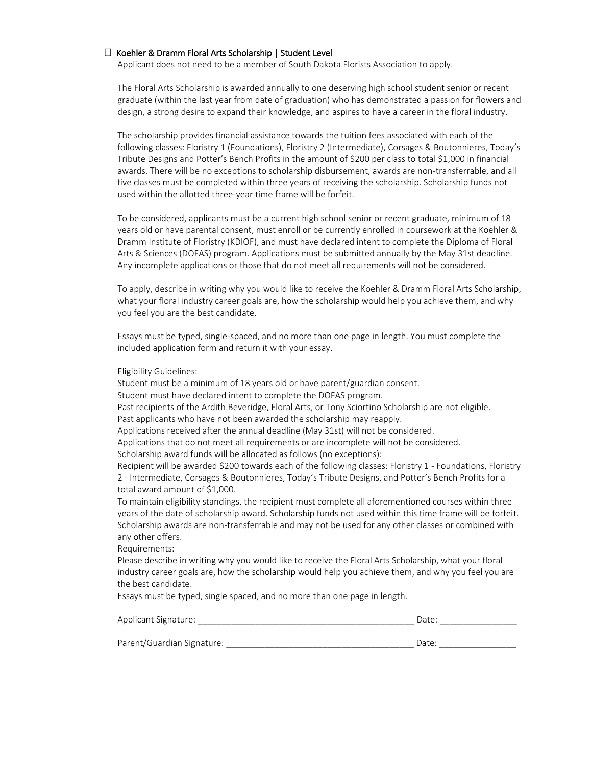☐ Koehler & Dramm Floral Arts Scholarship | Student Level

Applicant does not need to be a member of South Dakota Florists Association to apply.

The Floral Arts Scholarship is awarded annually to one deserving high school student senior or recent graduate (within the last year from date of graduation) who has demonstrated a passion for flowers and design, a strong desire to expand their knowledge, and aspires to have a career in the floral industry.

The scholarship provides financial assistance towards the tuition fees associated with each of the following classes: Floristry 1 (Foundations), Floristry 2 (Intermediate), Corsages & Boutonnieres, Today's Tribute Designs and Potter's Bench Profits in the amount of $200 per class to total $1,000 in financial awards. There will be no exceptions to scholarship disbursement, awards are non-transferrable, and all five classes must be completed within three years of receiving the scholarship. Scholarship funds not used within the allotted three-year time frame will be forfeit.

To be considered, applicants must be a current high school senior or recent graduate, minimum of 18 years old or have parental consent, must enroll or be currently enrolled in coursework at the Koehler & Dramm Institute of Floristry (KDIOF), and must have declared intent to complete the Diploma of Floral Arts & Sciences (DOFAS) program. Applications must be submitted annually by the May 31st deadline. Any incomplete applications or those that do not meet all requirements will not be considered.

To apply, describe in writing why you would like to receive the Koehler & Dramm Floral Arts Scholarship, what your floral industry career goals are, how the scholarship would help you achieve them, and why you feel you are the best candidate.

Essays must be typed, single-spaced, and no more than one page in length. You must complete the included application form and return it with your essay.

Eligibility Guidelines:
Student must be a minimum of 18 years old or have parent/guardian consent.
Student must have declared intent to complete the DOFAS program.
Past recipients of the Ardith Beveridge, Floral Arts, or Tony Sciortino Scholarship are not eligible.
Past applicants who have not been awarded the scholarship may reapply.
Applications received after the annual deadline (May 31st) will not be considered.
Applications that do not meet all requirements or are incomplete will not be considered.
Scholarship award funds will be allocated as follows (no exceptions):
Recipient will be awarded $200 towards each of the following classes: Floristry 1 - Foundations, Floristry 2 - Intermediate, Corsages & Boutonnieres, Today's Tribute Designs, and Potter's Bench Profits for a total award amount of $1,000.
To maintain eligibility standings, the recipient must complete all aforementioned courses within three years of the date of scholarship award. Scholarship funds not used within this time frame will be forfeit.
Scholarship awards are non-transferrable and may not be used for any other classes or combined with any other offers.
Requirements:
Please describe in writing why you would like to receive the Floral Arts Scholarship, what your floral industry career goals are, how the scholarship would help you achieve them, and why you feel you are the best candidate.
Essays must be typed, single spaced, and no more than one page in length.

Applicant Signature: _____________________________________________ Date: ________________

Parent/Guardian Signature: _______________________________________ Date: ________________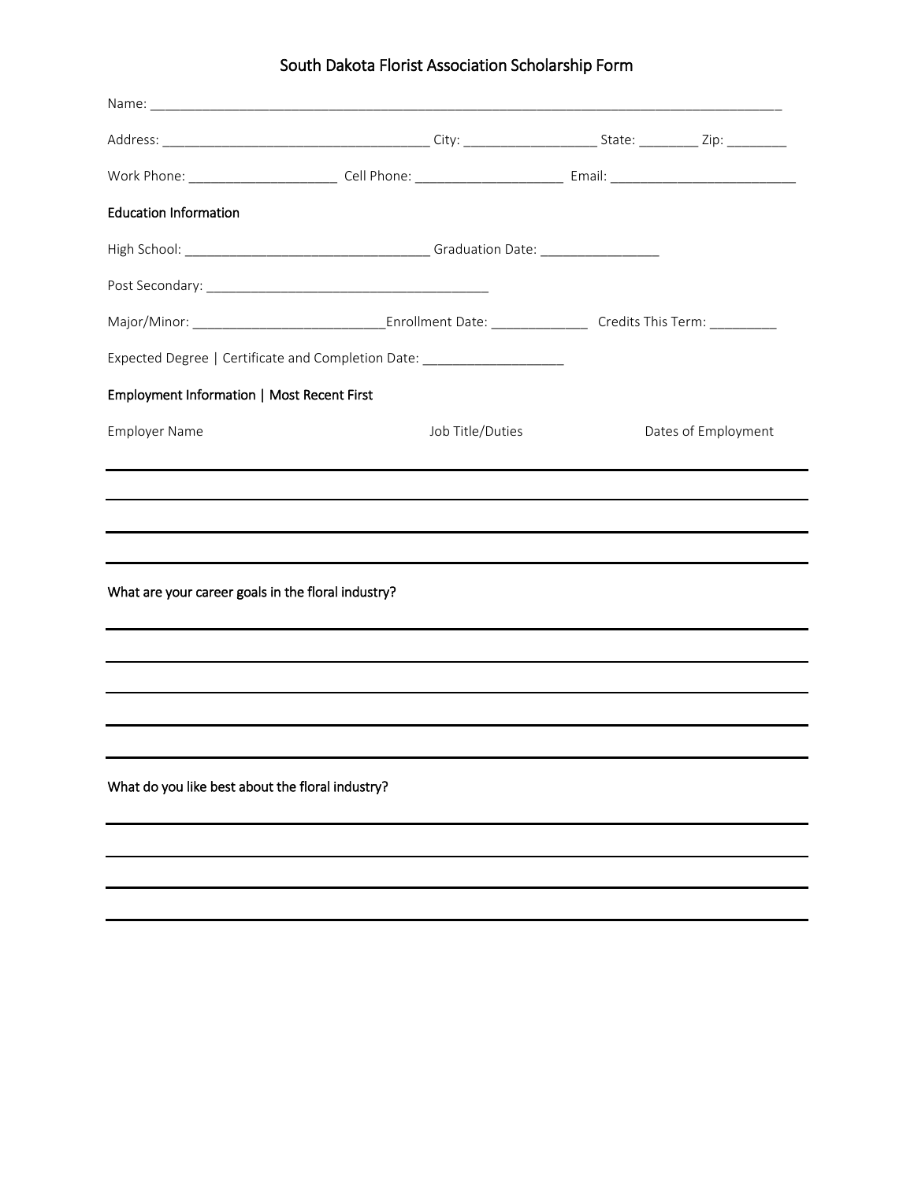# South Dakota Florist Association Scholarship Form

Name: ___________________________________________________________________________________

Address: ____________________________________ City: __________________ State: ________ Zip: ________

Work Phone: ____________________ Cell Phone: ____________________ Email: _________________________

**Education Information**

High School: __________________________________ Graduation Date: ________________

Post Secondary: ________________________________________

Major/Minor: __________________________Enrollment Date: _____________ Credits This Term: _________

Expected Degree | Certificate and Completion Date: ___________________

**Employment Information | Most Recent First**

| Employer Name | Job Title/Duties | Dates of Employment |
| --- | --- | --- |
| | | |
| | | |
| | | |
| | | |

**What are your career goals in the floral industry?**

______________________________________________________________________________________

______________________________________________________________________________________

______________________________________________________________________________________

______________________________________________________________________________________

**What do you like best about the floral industry?**

______________________________________________________________________________________

______________________________________________________________________________________

______________________________________________________________________________________

______________________________________________________________________________________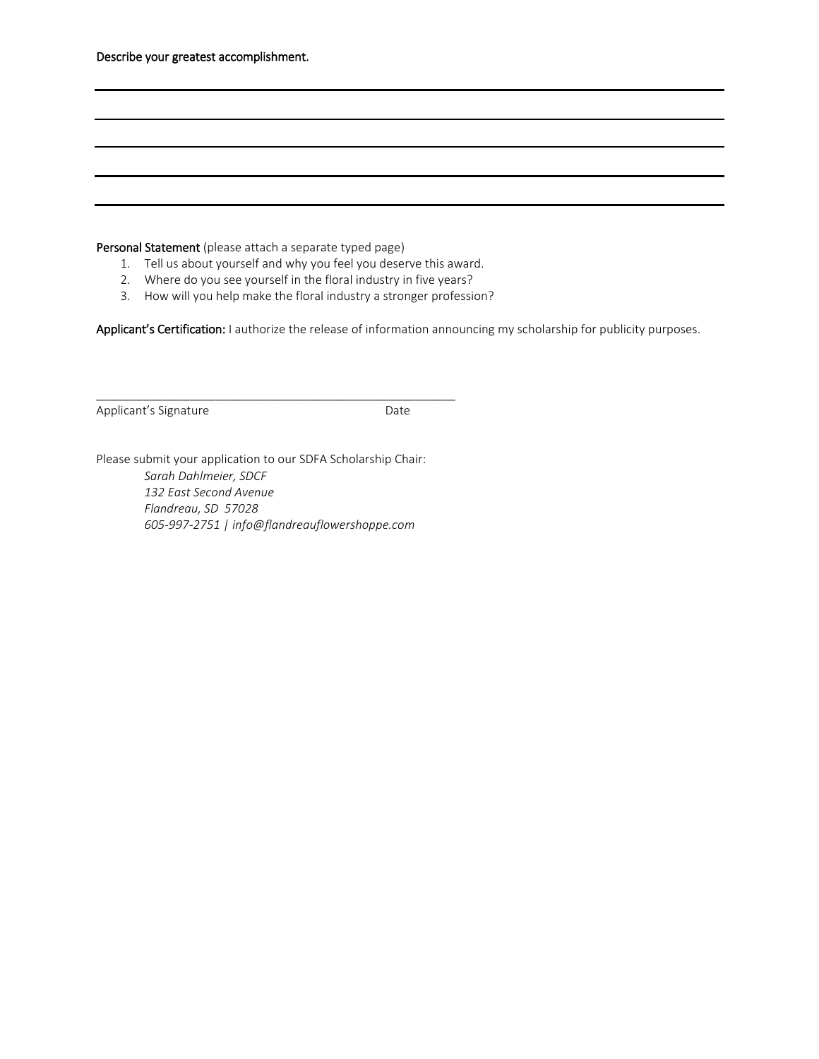Describe your greatest accomplishment.

**Personal Statement** (please attach a separate typed page)

1. Tell us about yourself and why you feel you deserve this award.
2. Where do you see yourself in the floral industry in five years?
3. How will you help make the floral industry a stronger profession?

**Applicant's Certification:** I authorize the release of information announcing my scholarship for publicity purposes.

_______________________________________________________

Applicant's Signature Date

Please submit your application to our SDFA Scholarship Chair:

*Sarah Dahlmeier, SDCF*
*132 East Second Avenue*
*Flandreau, SD 57028*
*605-997-2751 | info@flandreauflowershoppe.com*